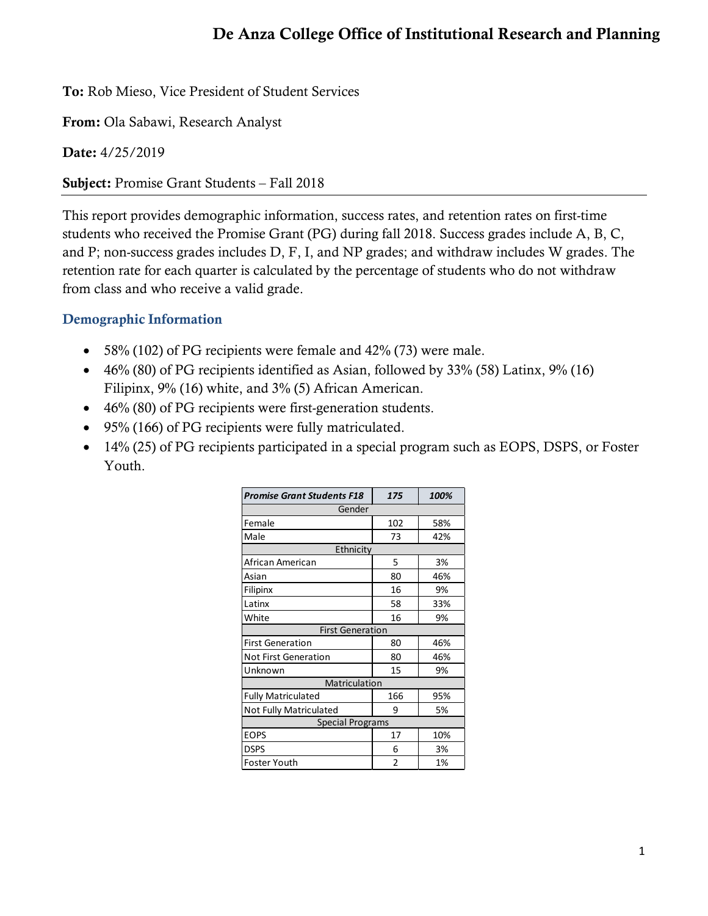# De Anza College Office of Institutional Research and Planning

**To:** Rob Mieso, Vice President of Student Services

**From:** Ola Sabawi, Research Analyst

**Date:** 4/25/2019

**Subject:** Promise Grant Students – Fall 2018

---

This report provides demographic information, success rates, and retention rates on first-time students who received the Promise Grant (PG) during fall 2018. Success grades include A, B, C, and P; non-success grades includes D, F, I, and NP grades; and withdraw includes W grades. The retention rate for each quarter is calculated by the percentage of students who do not withdraw from class and who receive a valid grade.

## Demographic Information

- 58% (102) of PG recipients were female and 42% (73) were male.
- 46% (80) of PG recipients identified as Asian, followed by 33% (58) Latinx, 9% (16) Filipinx, 9% (16) white, and 3% (5) African American.
- 46% (80) of PG recipients were first-generation students.
- 95% (166) of PG recipients were fully matriculated.
- 14% (25) of PG recipients participated in a special program such as EOPS, DSPS, or Foster Youth.

| ***Promise Grant Students F18*** | ***175*** | ***100%*** |
|---|---|---|
| Gender | | |
| Female | 102 | 58% |
| Male | 73 | 42% |
| Ethnicity | | |
| African American | 5 | 3% |
| Asian | 80 | 46% |
| Filipinx | 16 | 9% |
| Latinx | 58 | 33% |
| White | 16 | 9% |
| First Generation | | |
| First Generation | 80 | 46% |
| Not First Generation | 80 | 46% |
| Unknown | 15 | 9% |
| Matriculation | | |
| Fully Matriculated | 166 | 95% |
| Not Fully Matriculated | 9 | 5% |
| Special Programs | | |
| EOPS | 17 | 10% |
| DSPS | 6 | 3% |
| Foster Youth | 2 | 1% |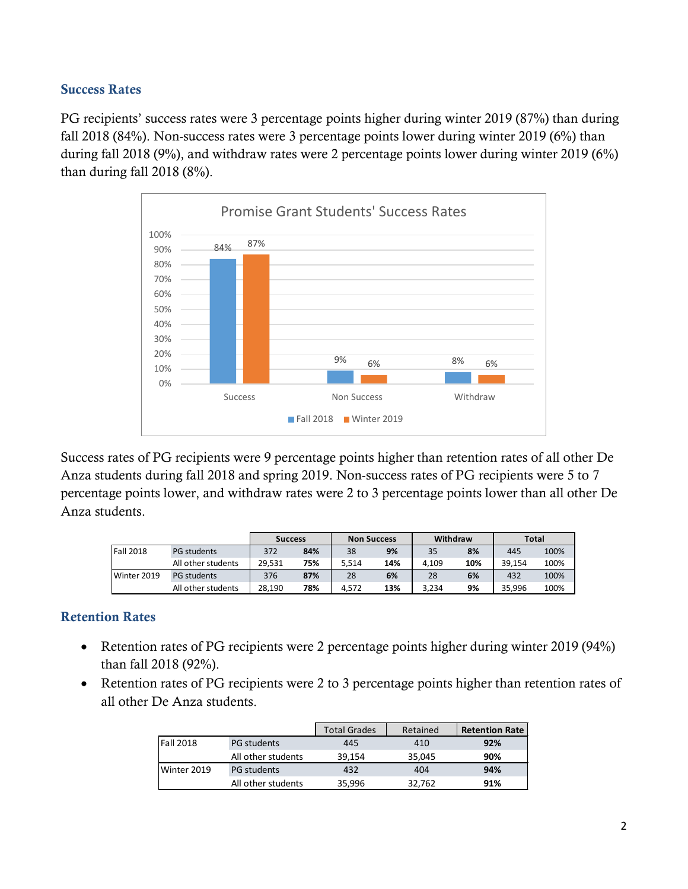## Success Rates

PG recipients' success rates were 3 percentage points higher during winter 2019 (87%) than during fall 2018 (84%). Non-success rates were 3 percentage points lower during winter 2019 (6%) than during fall 2018 (9%), and withdraw rates were 2 percentage points lower during winter 2019 (6%) than during fall 2018 (8%).

Promise Grant Students' Success Rates

100%
90%
80%
70%
60%
50%
40%
30%
20%
10%
0%

84%
87%
9%
6%
8%
6%

Success
Non Success
Withdraw

Fall 2018
Winter 2019

Success rates of PG recipients were 9 percentage points higher than retention rates of all other De Anza students during fall 2018 and spring 2019. Non-success rates of PG recipients were 5 to 7 percentage points lower, and withdraw rates were 2 to 3 percentage points lower than all other De Anza students.

| | | Success | | Non Success | | Withdraw | | Total | |
|---|---|---|---|---|---|---|---|---|---|
| Fall 2018 | PG students | 372 | **84%** | 38 | **9%** | 35 | **8%** | 445 | 100% |
| | All other students | 29,531 | **75%** | 5,514 | **14%** | 4,109 | **10%** | 39,154 | 100% |
| Winter 2019 | PG students | 376 | **87%** | 28 | **6%** | 28 | **6%** | 432 | 100% |
| | All other students | 28,190 | **78%** | 4,572 | **13%** | 3,234 | **9%** | 35,996 | 100% |

## Retention Rates

- Retention rates of PG recipients were 2 percentage points higher during winter 2019 (94%) than fall 2018 (92%).
- Retention rates of PG recipients were 2 to 3 percentage points higher than retention rates of all other De Anza students.

| | | Total Grades | Retained | **Retention Rate** |
|---|---|---|---|---|
| Fall 2018 | PG students | 445 | 410 | **92%** |
| | All other students | 39,154 | 35,045 | **90%** |
| Winter 2019 | PG students | 432 | 404 | **94%** |
| | All other students | 35,996 | 32,762 | **91%** |